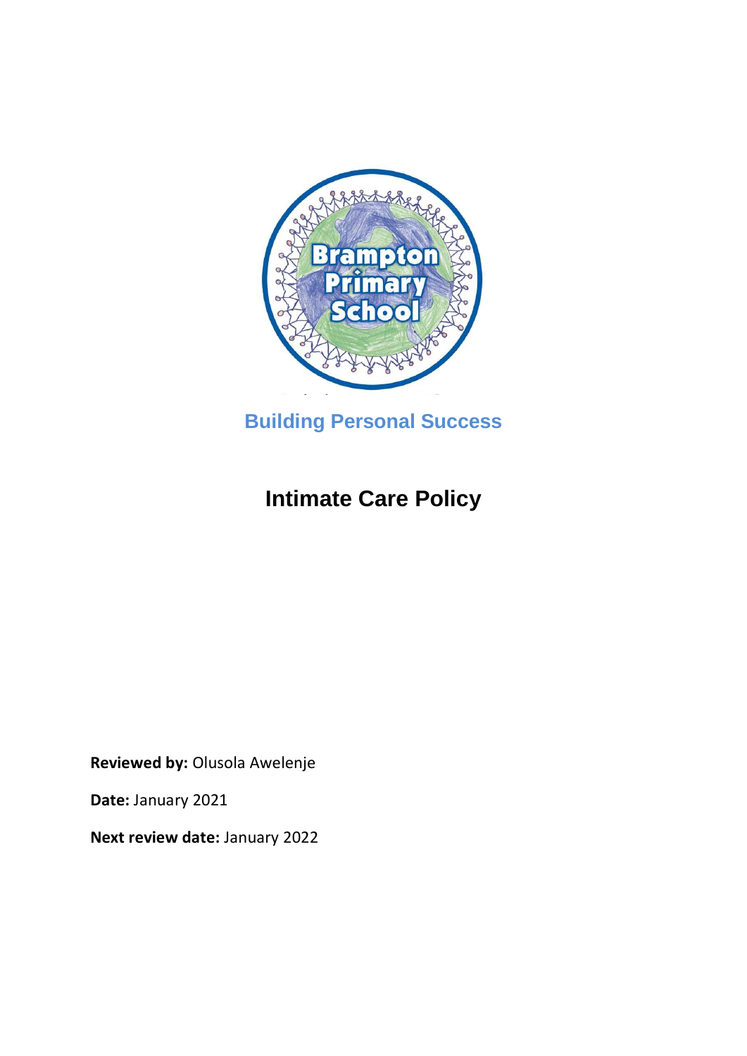Brampton Primary School

**Building Personal Success**

# Intimate Care Policy

**Reviewed by:** Olusola Awelenje

**Date:** January 2021

**Next review date:** January 2022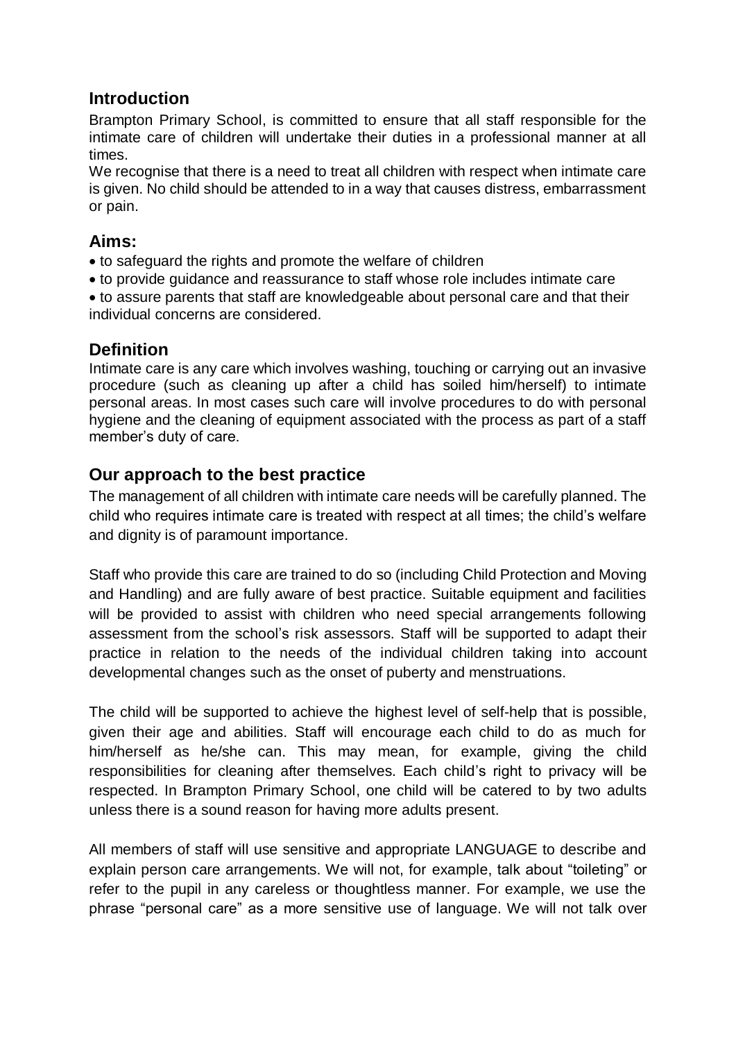## Introduction

Brampton Primary School, is committed to ensure that all staff responsible for the intimate care of children will undertake their duties in a professional manner at all times.

We recognise that there is a need to treat all children with respect when intimate care is given. No child should be attended to in a way that causes distress, embarrassment or pain.

## Aims:

- to safeguard the rights and promote the welfare of children
- to provide guidance and reassurance to staff whose role includes intimate care
- to assure parents that staff are knowledgeable about personal care and that their individual concerns are considered.

## Definition

Intimate care is any care which involves washing, touching or carrying out an invasive procedure (such as cleaning up after a child has soiled him/herself) to intimate personal areas. In most cases such care will involve procedures to do with personal hygiene and the cleaning of equipment associated with the process as part of a staff member's duty of care.

## Our approach to the best practice

The management of all children with intimate care needs will be carefully planned. The child who requires intimate care is treated with respect at all times; the child's welfare and dignity is of paramount importance.

Staff who provide this care are trained to do so (including Child Protection and Moving and Handling) and are fully aware of best practice. Suitable equipment and facilities will be provided to assist with children who need special arrangements following assessment from the school's risk assessors. Staff will be supported to adapt their practice in relation to the needs of the individual children taking into account developmental changes such as the onset of puberty and menstruations.

The child will be supported to achieve the highest level of self-help that is possible, given their age and abilities. Staff will encourage each child to do as much for him/herself as he/she can. This may mean, for example, giving the child responsibilities for cleaning after themselves. Each child's right to privacy will be respected. In Brampton Primary School, one child will be catered to by two adults unless there is a sound reason for having more adults present.

All members of staff will use sensitive and appropriate LANGUAGE to describe and explain person care arrangements. We will not, for example, talk about "toileting" or refer to the pupil in any careless or thoughtless manner. For example, we use the phrase "personal care" as a more sensitive use of language. We will not talk over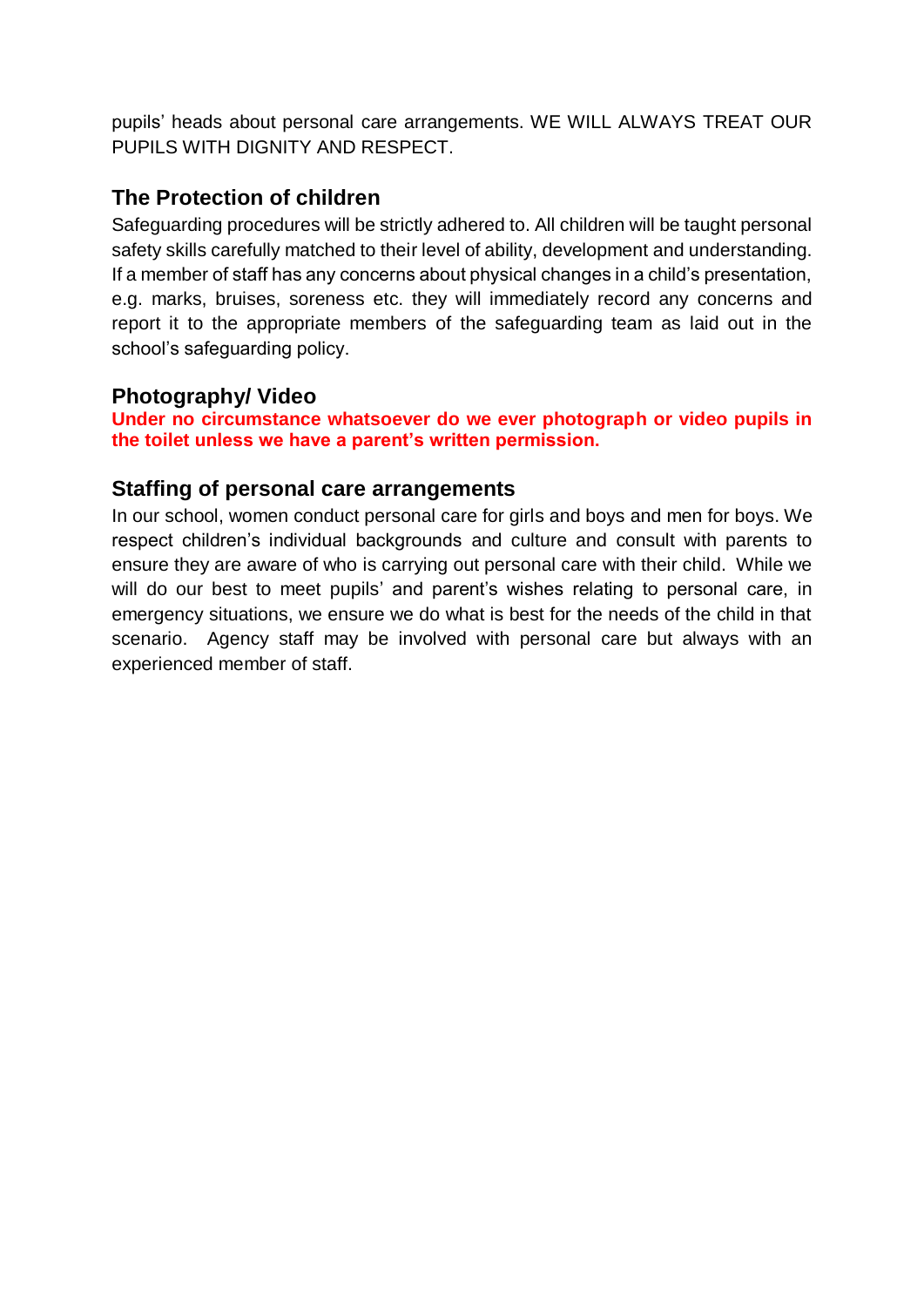pupils' heads about personal care arrangements. WE WILL ALWAYS TREAT OUR PUPILS WITH DIGNITY AND RESPECT.

## The Protection of children

Safeguarding procedures will be strictly adhered to. All children will be taught personal safety skills carefully matched to their level of ability, development and understanding. If a member of staff has any concerns about physical changes in a child's presentation, e.g. marks, bruises, soreness etc. they will immediately record any concerns and report it to the appropriate members of the safeguarding team as laid out in the school's safeguarding policy.

## Photography/ Video

**Under no circumstance whatsoever do we ever photograph or video pupils in the toilet unless we have a parent's written permission.**

## Staffing of personal care arrangements

In our school, women conduct personal care for girls and boys and men for boys. We respect children's individual backgrounds and culture and consult with parents to ensure they are aware of who is carrying out personal care with their child. While we will do our best to meet pupils' and parent's wishes relating to personal care, in emergency situations, we ensure we do what is best for the needs of the child in that scenario. Agency staff may be involved with personal care but always with an experienced member of staff.